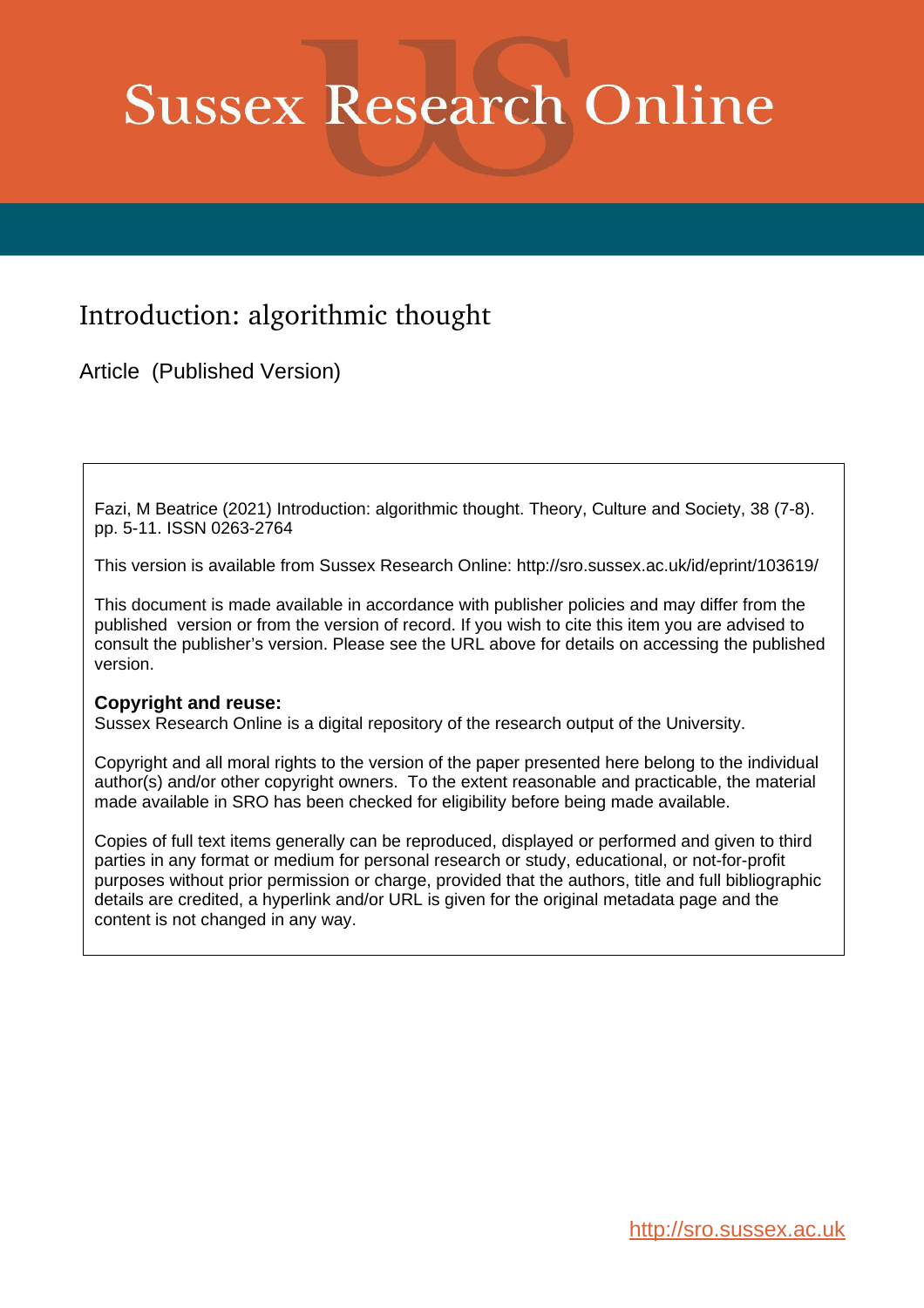# Sussex Research Online

## Introduction: algorithmic thought

Article (Published Version)

Fazi, M Beatrice (2021) Introduction: algorithmic thought. Theory, Culture and Society, 38 (7-8). pp. 5-11. ISSN 0263-2764

This version is available from Sussex Research Online: http://sro.sussex.ac.uk/id/eprint/103619/

This document is made available in accordance with publisher policies and may differ from the published version or from the version of record. If you wish to cite this item you are advised to consult the publisher's version. Please see the URL above for details on accessing the published version.

**Copyright and reuse:**
Sussex Research Online is a digital repository of the research output of the University.

Copyright and all moral rights to the version of the paper presented here belong to the individual author(s) and/or other copyright owners. To the extent reasonable and practicable, the material made available in SRO has been checked for eligibility before being made available.

Copies of full text items generally can be reproduced, displayed or performed and given to third parties in any format or medium for personal research or study, educational, or not-for-profit purposes without prior permission or charge, provided that the authors, title and full bibliographic details are credited, a hyperlink and/or URL is given for the original metadata page and the content is not changed in any way.

http://sro.sussex.ac.uk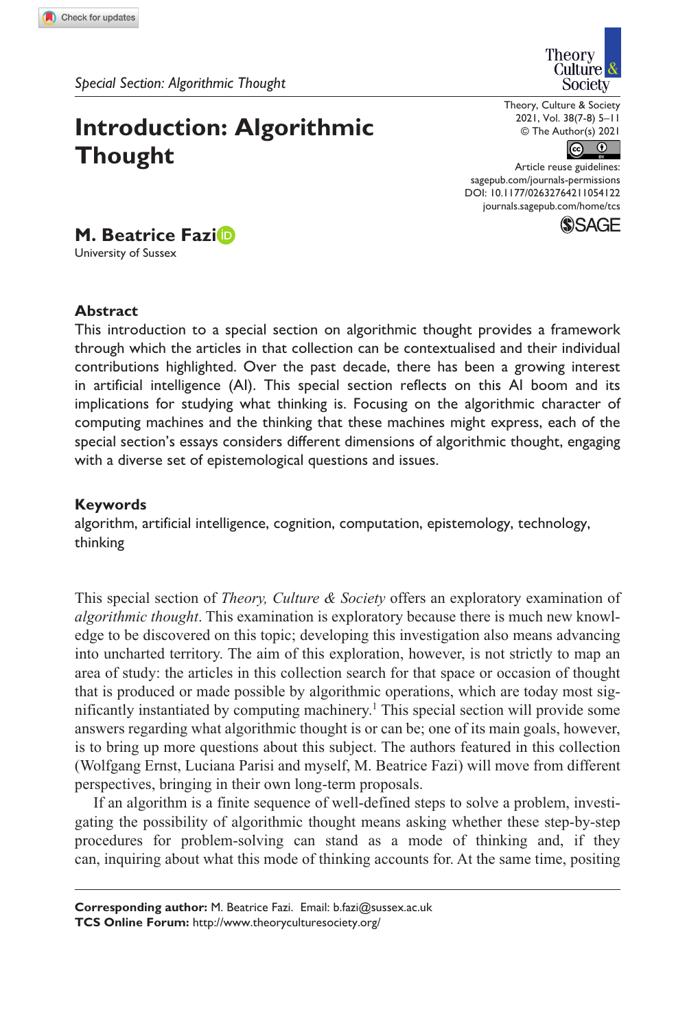Special Section: Algorithmic Thought

# Introduction: Algorithmic Thought

**M. Beatrice Fazi**
University of Sussex

## Abstract

This introduction to a special section on algorithmic thought provides a framework through which the articles in that collection can be contextualised and their individual contributions highlighted. Over the past decade, there has been a growing interest in artificial intelligence (AI). This special section reflects on this AI boom and its implications for studying what thinking is. Focusing on the algorithmic character of computing machines and the thinking that these machines might express, each of the special section's essays considers different dimensions of algorithmic thought, engaging with a diverse set of epistemological questions and issues.

## Keywords

algorithm, artificial intelligence, cognition, computation, epistemology, technology, thinking

This special section of *Theory, Culture & Society* offers an exploratory examination of *algorithmic thought*. This examination is exploratory because there is much new knowledge to be discovered on this topic; developing this investigation also means advancing into uncharted territory. The aim of this exploration, however, is not strictly to map an area of study: the articles in this collection search for that space or occasion of thought that is produced or made possible by algorithmic operations, which are today most significantly instantiated by computing machinery.[1] This special section will provide some answers regarding what algorithmic thought is or can be; one of its main goals, however, is to bring up more questions about this subject. The authors featured in this collection (Wolfgang Ernst, Luciana Parisi and myself, M. Beatrice Fazi) will move from different perspectives, bringing in their own long-term proposals.

If an algorithm is a finite sequence of well-defined steps to solve a problem, investigating the possibility of algorithmic thought means asking whether these step-by-step procedures for problem-solving can stand as a mode of thinking and, if they can, inquiring about what this mode of thinking accounts for. At the same time, positing

**Corresponding author:** M. Beatrice Fazi. Email: b.fazi@sussex.ac.uk
**TCS Online Forum:** http://www.theoryculturesociety.org/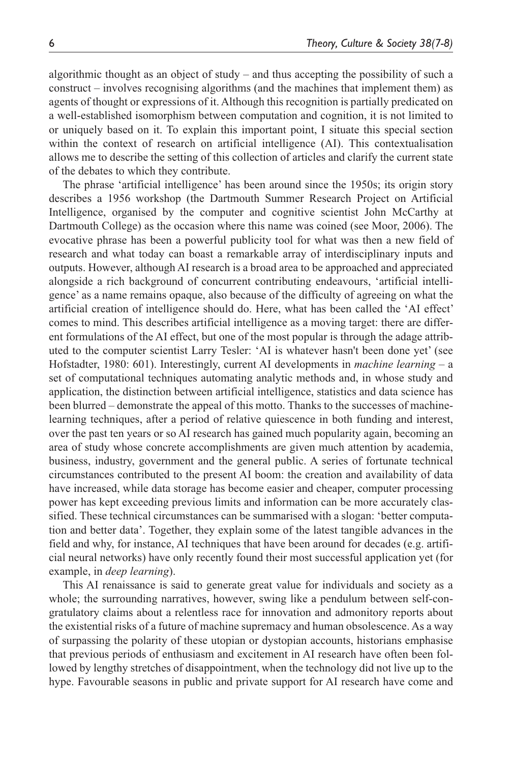algorithmic thought as an object of study – and thus accepting the possibility of such a construct – involves recognising algorithms (and the machines that implement them) as agents of thought or expressions of it. Although this recognition is partially predicated on a well-established isomorphism between computation and cognition, it is not limited to or uniquely based on it. To explain this important point, I situate this special section within the context of research on artificial intelligence (AI). This contextualisation allows me to describe the setting of this collection of articles and clarify the current state of the debates to which they contribute.

The phrase 'artificial intelligence' has been around since the 1950s; its origin story describes a 1956 workshop (the Dartmouth Summer Research Project on Artificial Intelligence, organised by the computer and cognitive scientist John McCarthy at Dartmouth College) as the occasion where this name was coined (see Moor, 2006). The evocative phrase has been a powerful publicity tool for what was then a new field of research and what today can boast a remarkable array of interdisciplinary inputs and outputs. However, although AI research is a broad area to be approached and appreciated alongside a rich background of concurrent contributing endeavours, 'artificial intelligence' as a name remains opaque, also because of the difficulty of agreeing on what the artificial creation of intelligence should do. Here, what has been called the 'AI effect' comes to mind. This describes artificial intelligence as a moving target: there are different formulations of the AI effect, but one of the most popular is through the adage attributed to the computer scientist Larry Tesler: 'AI is whatever hasn't been done yet' (see Hofstadter, 1980: 601). Interestingly, current AI developments in *machine learning* – a set of computational techniques automating analytic methods and, in whose study and application, the distinction between artificial intelligence, statistics and data science has been blurred – demonstrate the appeal of this motto. Thanks to the successes of machine-learning techniques, after a period of relative quiescence in both funding and interest, over the past ten years or so AI research has gained much popularity again, becoming an area of study whose concrete accomplishments are given much attention by academia, business, industry, government and the general public. A series of fortunate technical circumstances contributed to the present AI boom: the creation and availability of data have increased, while data storage has become easier and cheaper, computer processing power has kept exceeding previous limits and information can be more accurately classified. These technical circumstances can be summarised with a slogan: 'better computation and better data'. Together, they explain some of the latest tangible advances in the field and why, for instance, AI techniques that have been around for decades (e.g. artificial neural networks) have only recently found their most successful application yet (for example, in *deep learning*).

This AI renaissance is said to generate great value for individuals and society as a whole; the surrounding narratives, however, swing like a pendulum between self-congratulatory claims about a relentless race for innovation and admonitory reports about the existential risks of a future of machine supremacy and human obsolescence. As a way of surpassing the polarity of these utopian or dystopian accounts, historians emphasise that previous periods of enthusiasm and excitement in AI research have often been followed by lengthy stretches of disappointment, when the technology did not live up to the hype. Favourable seasons in public and private support for AI research have come and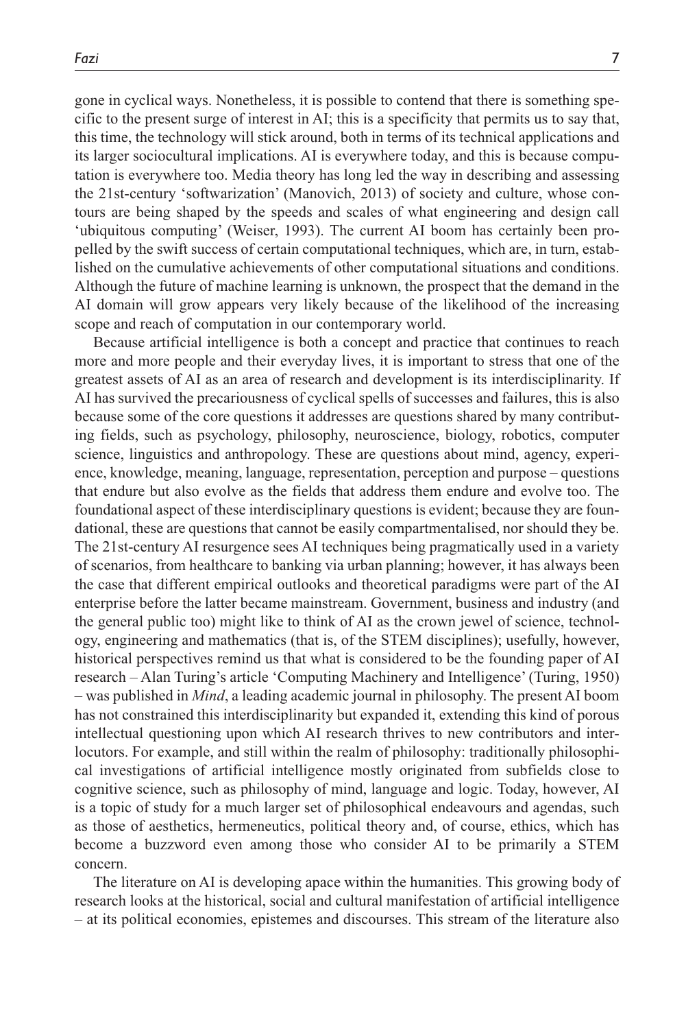gone in cyclical ways. Nonetheless, it is possible to contend that there is something specific to the present surge of interest in AI; this is a specificity that permits us to say that, this time, the technology will stick around, both in terms of its technical applications and its larger sociocultural implications. AI is everywhere today, and this is because computation is everywhere too. Media theory has long led the way in describing and assessing the 21st-century 'softwarization' (Manovich, 2013) of society and culture, whose contours are being shaped by the speeds and scales of what engineering and design call 'ubiquitous computing' (Weiser, 1993). The current AI boom has certainly been propelled by the swift success of certain computational techniques, which are, in turn, established on the cumulative achievements of other computational situations and conditions. Although the future of machine learning is unknown, the prospect that the demand in the AI domain will grow appears very likely because of the likelihood of the increasing scope and reach of computation in our contemporary world.

Because artificial intelligence is both a concept and practice that continues to reach more and more people and their everyday lives, it is important to stress that one of the greatest assets of AI as an area of research and development is its interdisciplinarity. If AI has survived the precariousness of cyclical spells of successes and failures, this is also because some of the core questions it addresses are questions shared by many contributing fields, such as psychology, philosophy, neuroscience, biology, robotics, computer science, linguistics and anthropology. These are questions about mind, agency, experience, knowledge, meaning, language, representation, perception and purpose – questions that endure but also evolve as the fields that address them endure and evolve too. The foundational aspect of these interdisciplinary questions is evident; because they are foundational, these are questions that cannot be easily compartmentalised, nor should they be. The 21st-century AI resurgence sees AI techniques being pragmatically used in a variety of scenarios, from healthcare to banking via urban planning; however, it has always been the case that different empirical outlooks and theoretical paradigms were part of the AI enterprise before the latter became mainstream. Government, business and industry (and the general public too) might like to think of AI as the crown jewel of science, technology, engineering and mathematics (that is, of the STEM disciplines); usefully, however, historical perspectives remind us that what is considered to be the founding paper of AI research – Alan Turing's article 'Computing Machinery and Intelligence' (Turing, 1950) – was published in *Mind*, a leading academic journal in philosophy. The present AI boom has not constrained this interdisciplinarity but expanded it, extending this kind of porous intellectual questioning upon which AI research thrives to new contributors and interlocutors. For example, and still within the realm of philosophy: traditionally philosophical investigations of artificial intelligence mostly originated from subfields close to cognitive science, such as philosophy of mind, language and logic. Today, however, AI is a topic of study for a much larger set of philosophical endeavours and agendas, such as those of aesthetics, hermeneutics, political theory and, of course, ethics, which has become a buzzword even among those who consider AI to be primarily a STEM concern.

The literature on AI is developing apace within the humanities. This growing body of research looks at the historical, social and cultural manifestation of artificial intelligence – at its political economies, epistemes and discourses. This stream of the literature also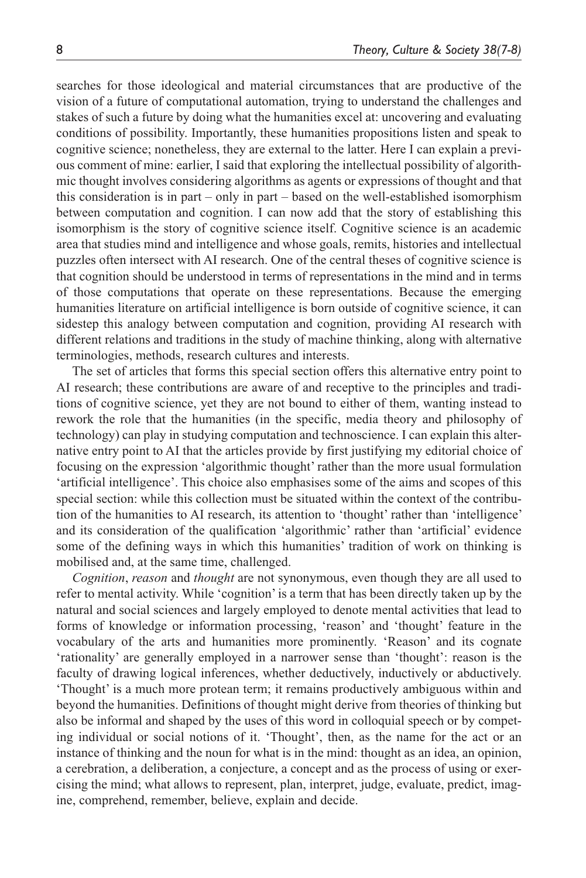searches for those ideological and material circumstances that are productive of the vision of a future of computational automation, trying to understand the challenges and stakes of such a future by doing what the humanities excel at: uncovering and evaluating conditions of possibility. Importantly, these humanities propositions listen and speak to cognitive science; nonetheless, they are external to the latter. Here I can explain a previous comment of mine: earlier, I said that exploring the intellectual possibility of algorithmic thought involves considering algorithms as agents or expressions of thought and that this consideration is in part – only in part – based on the well-established isomorphism between computation and cognition. I can now add that the story of establishing this isomorphism is the story of cognitive science itself. Cognitive science is an academic area that studies mind and intelligence and whose goals, remits, histories and intellectual puzzles often intersect with AI research. One of the central theses of cognitive science is that cognition should be understood in terms of representations in the mind and in terms of those computations that operate on these representations. Because the emerging humanities literature on artificial intelligence is born outside of cognitive science, it can sidestep this analogy between computation and cognition, providing AI research with different relations and traditions in the study of machine thinking, along with alternative terminologies, methods, research cultures and interests.

The set of articles that forms this special section offers this alternative entry point to AI research; these contributions are aware of and receptive to the principles and traditions of cognitive science, yet they are not bound to either of them, wanting instead to rework the role that the humanities (in the specific, media theory and philosophy of technology) can play in studying computation and technoscience. I can explain this alternative entry point to AI that the articles provide by first justifying my editorial choice of focusing on the expression 'algorithmic thought' rather than the more usual formulation 'artificial intelligence'. This choice also emphasises some of the aims and scopes of this special section: while this collection must be situated within the context of the contribution of the humanities to AI research, its attention to 'thought' rather than 'intelligence' and its consideration of the qualification 'algorithmic' rather than 'artificial' evidence some of the defining ways in which this humanities' tradition of work on thinking is mobilised and, at the same time, challenged.

*Cognition*, *reason* and *thought* are not synonymous, even though they are all used to refer to mental activity. While 'cognition' is a term that has been directly taken up by the natural and social sciences and largely employed to denote mental activities that lead to forms of knowledge or information processing, 'reason' and 'thought' feature in the vocabulary of the arts and humanities more prominently. 'Reason' and its cognate 'rationality' are generally employed in a narrower sense than 'thought': reason is the faculty of drawing logical inferences, whether deductively, inductively or abductively. 'Thought' is a much more protean term; it remains productively ambiguous within and beyond the humanities. Definitions of thought might derive from theories of thinking but also be informal and shaped by the uses of this word in colloquial speech or by competing individual or social notions of it. 'Thought', then, as the name for the act or an instance of thinking and the noun for what is in the mind: thought as an idea, an opinion, a cerebration, a deliberation, a conjecture, a concept and as the process of using or exercising the mind; what allows to represent, plan, interpret, judge, evaluate, predict, imagine, comprehend, remember, believe, explain and decide.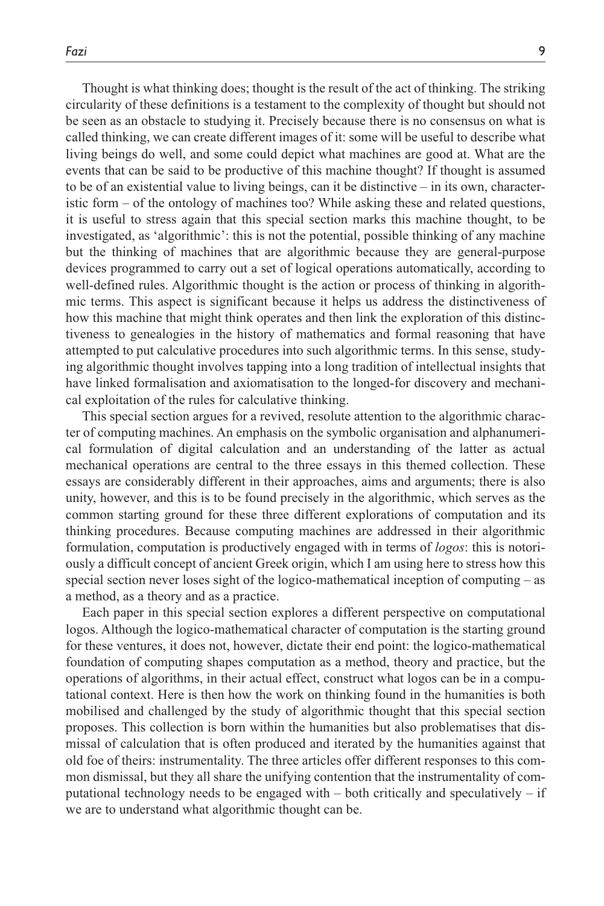Thought is what thinking does; thought is the result of the act of thinking. The striking circularity of these definitions is a testament to the complexity of thought but should not be seen as an obstacle to studying it. Precisely because there is no consensus on what is called thinking, we can create different images of it: some will be useful to describe what living beings do well, and some could depict what machines are good at. What are the events that can be said to be productive of this machine thought? If thought is assumed to be of an existential value to living beings, can it be distinctive – in its own, characteristic form – of the ontology of machines too? While asking these and related questions, it is useful to stress again that this special section marks this machine thought, to be investigated, as 'algorithmic': this is not the potential, possible thinking of any machine but the thinking of machines that are algorithmic because they are general-purpose devices programmed to carry out a set of logical operations automatically, according to well-defined rules. Algorithmic thought is the action or process of thinking in algorithmic terms. This aspect is significant because it helps us address the distinctiveness of how this machine that might think operates and then link the exploration of this distinctiveness to genealogies in the history of mathematics and formal reasoning that have attempted to put calculative procedures into such algorithmic terms. In this sense, studying algorithmic thought involves tapping into a long tradition of intellectual insights that have linked formalisation and axiomatisation to the longed-for discovery and mechanical exploitation of the rules for calculative thinking.

This special section argues for a revived, resolute attention to the algorithmic character of computing machines. An emphasis on the symbolic organisation and alphanumerical formulation of digital calculation and an understanding of the latter as actual mechanical operations are central to the three essays in this themed collection. These essays are considerably different in their approaches, aims and arguments; there is also unity, however, and this is to be found precisely in the algorithmic, which serves as the common starting ground for these three different explorations of computation and its thinking procedures. Because computing machines are addressed in their algorithmic formulation, computation is productively engaged with in terms of *logos*: this is notoriously a difficult concept of ancient Greek origin, which I am using here to stress how this special section never loses sight of the logico-mathematical inception of computing – as a method, as a theory and as a practice.

Each paper in this special section explores a different perspective on computational logos. Although the logico-mathematical character of computation is the starting ground for these ventures, it does not, however, dictate their end point: the logico-mathematical foundation of computing shapes computation as a method, theory and practice, but the operations of algorithms, in their actual effect, construct what logos can be in a computational context. Here is then how the work on thinking found in the humanities is both mobilised and challenged by the study of algorithmic thought that this special section proposes. This collection is born within the humanities but also problematises that dismissal of calculation that is often produced and iterated by the humanities against that old foe of theirs: instrumentality. The three articles offer different responses to this common dismissal, but they all share the unifying contention that the instrumentality of computational technology needs to be engaged with – both critically and speculatively – if we are to understand what algorithmic thought can be.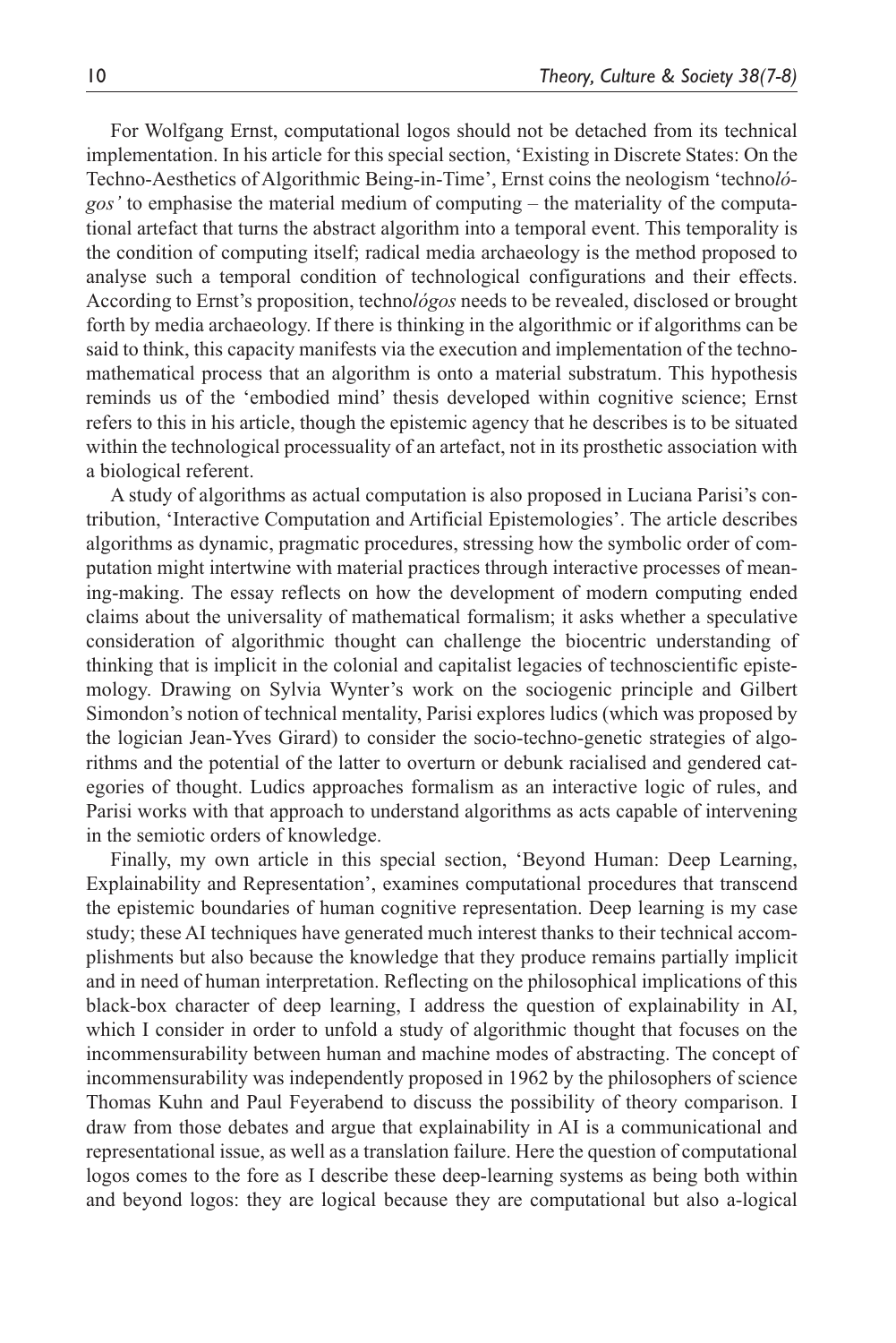For Wolfgang Ernst, computational logos should not be detached from its technical implementation. In his article for this special section, 'Existing in Discrete States: On the Techno-Aesthetics of Algorithmic Being-in-Time', Ernst coins the neologism 'techno*lógos'* to emphasise the material medium of computing – the materiality of the computational artefact that turns the abstract algorithm into a temporal event. This temporality is the condition of computing itself; radical media archaeology is the method proposed to analyse such a temporal condition of technological configurations and their effects. According to Ernst's proposition, techno*lógos* needs to be revealed, disclosed or brought forth by media archaeology. If there is thinking in the algorithmic or if algorithms can be said to think, this capacity manifests via the execution and implementation of the techno-mathematical process that an algorithm is onto a material substratum. This hypothesis reminds us of the 'embodied mind' thesis developed within cognitive science; Ernst refers to this in his article, though the epistemic agency that he describes is to be situated within the technological processuality of an artefact, not in its prosthetic association with a biological referent.

A study of algorithms as actual computation is also proposed in Luciana Parisi's contribution, 'Interactive Computation and Artificial Epistemologies'. The article describes algorithms as dynamic, pragmatic procedures, stressing how the symbolic order of computation might intertwine with material practices through interactive processes of meaning-making. The essay reflects on how the development of modern computing ended claims about the universality of mathematical formalism; it asks whether a speculative consideration of algorithmic thought can challenge the biocentric understanding of thinking that is implicit in the colonial and capitalist legacies of technoscientific epistemology. Drawing on Sylvia Wynter's work on the sociogenic principle and Gilbert Simondon's notion of technical mentality, Parisi explores ludics (which was proposed by the logician Jean-Yves Girard) to consider the socio-techno-genetic strategies of algorithms and the potential of the latter to overturn or debunk racialised and gendered categories of thought. Ludics approaches formalism as an interactive logic of rules, and Parisi works with that approach to understand algorithms as acts capable of intervening in the semiotic orders of knowledge.

Finally, my own article in this special section, 'Beyond Human: Deep Learning, Explainability and Representation', examines computational procedures that transcend the epistemic boundaries of human cognitive representation. Deep learning is my case study; these AI techniques have generated much interest thanks to their technical accomplishments but also because the knowledge that they produce remains partially implicit and in need of human interpretation. Reflecting on the philosophical implications of this black-box character of deep learning, I address the question of explainability in AI, which I consider in order to unfold a study of algorithmic thought that focuses on the incommensurability between human and machine modes of abstracting. The concept of incommensurability was independently proposed in 1962 by the philosophers of science Thomas Kuhn and Paul Feyerabend to discuss the possibility of theory comparison. I draw from those debates and argue that explainability in AI is a communicational and representational issue, as well as a translation failure. Here the question of computational logos comes to the fore as I describe these deep-learning systems as being both within and beyond logos: they are logical because they are computational but also a-logical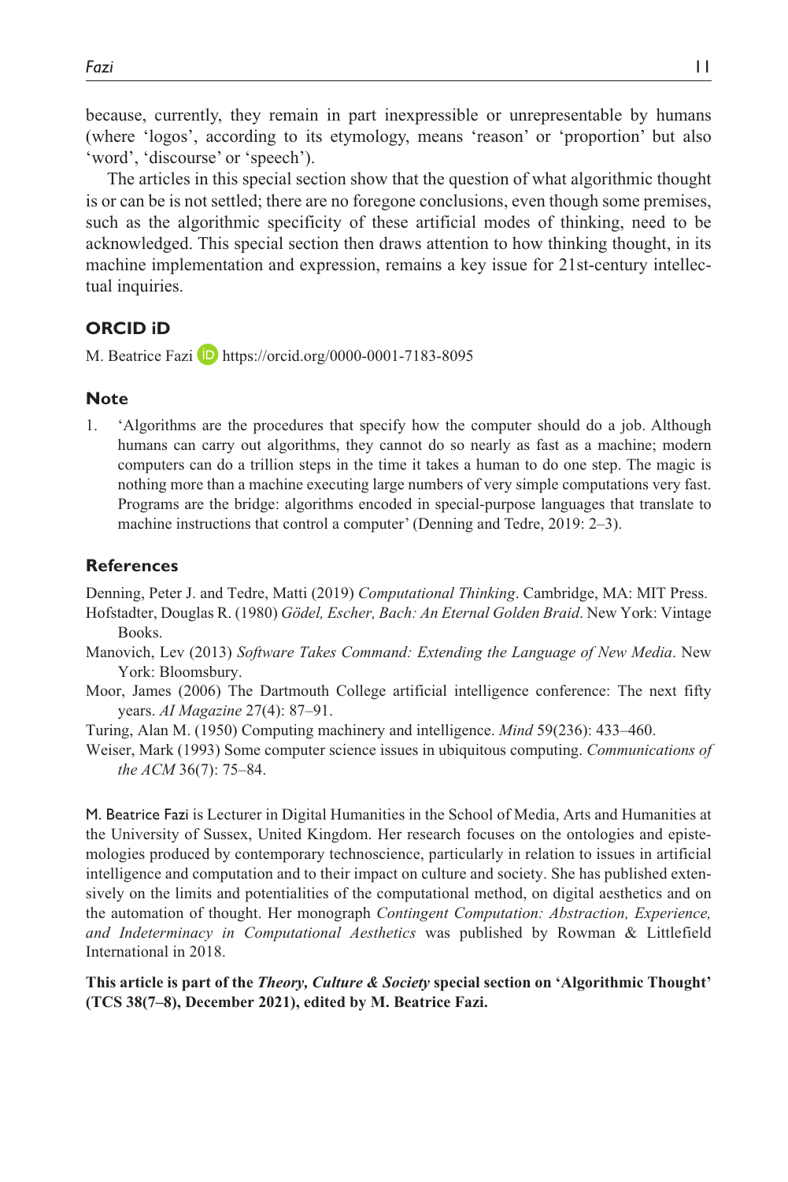because, currently, they remain in part inexpressible or unrepresentable by humans (where 'logos', according to its etymology, means 'reason' or 'proportion' but also 'word', 'discourse' or 'speech').

The articles in this special section show that the question of what algorithmic thought is or can be is not settled; there are no foregone conclusions, even though some premises, such as the algorithmic specificity of these artificial modes of thinking, need to be acknowledged. This special section then draws attention to how thinking thought, in its machine implementation and expression, remains a key issue for 21st-century intellectual inquiries.

## ORCID iD

M. Beatrice Fazi https://orcid.org/0000-0001-7183-8095

## Note

1. 'Algorithms are the procedures that specify how the computer should do a job. Although humans can carry out algorithms, they cannot do so nearly as fast as a machine; modern computers can do a trillion steps in the time it takes a human to do one step. The magic is nothing more than a machine executing large numbers of very simple computations very fast. Programs are the bridge: algorithms encoded in special-purpose languages that translate to machine instructions that control a computer' (Denning and Tedre, 2019: 2–3).

## References

Denning, Peter J. and Tedre, Matti (2019) *Computational Thinking*. Cambridge, MA: MIT Press.

Hofstadter, Douglas R. (1980) *Gödel, Escher, Bach: An Eternal Golden Braid*. New York: Vintage Books.

Manovich, Lev (2013) *Software Takes Command: Extending the Language of New Media*. New York: Bloomsbury.

Moor, James (2006) The Dartmouth College artificial intelligence conference: The next fifty years. *AI Magazine* 27(4): 87–91.

Turing, Alan M. (1950) Computing machinery and intelligence. *Mind* 59(236): 433–460.

Weiser, Mark (1993) Some computer science issues in ubiquitous computing. *Communications of the ACM* 36(7): 75–84.

M. Beatrice Fazi is Lecturer in Digital Humanities in the School of Media, Arts and Humanities at the University of Sussex, United Kingdom. Her research focuses on the ontologies and epistemologies produced by contemporary technoscience, particularly in relation to issues in artificial intelligence and computation and to their impact on culture and society. She has published extensively on the limits and potentialities of the computational method, on digital aesthetics and on the automation of thought. Her monograph *Contingent Computation: Abstraction, Experience, and Indeterminacy in Computational Aesthetics* was published by Rowman & Littlefield International in 2018.

**This article is part of the *Theory, Culture & Society* special section on 'Algorithmic Thought' (TCS 38(7–8), December 2021), edited by M. Beatrice Fazi.**